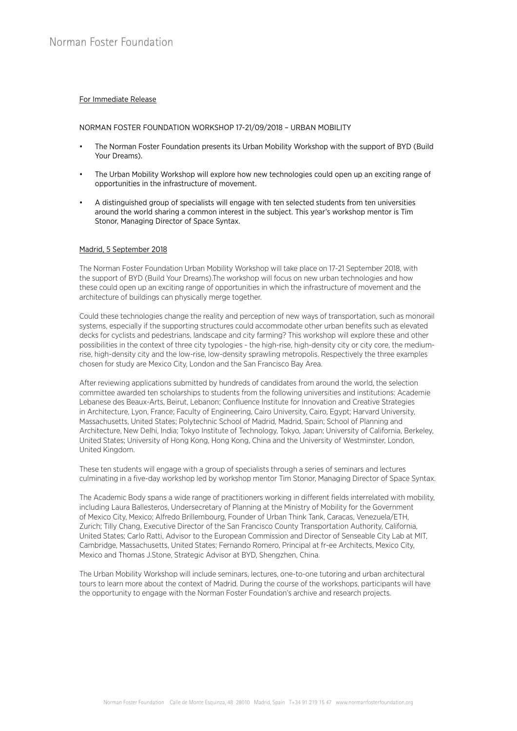Norman Foster Foundation

For Immediate Release

NORMAN FOSTER FOUNDATION WORKSHOP 17-21/09/2018 – URBAN MOBILITY

- The Norman Foster Foundation presents its Urban Mobility Workshop with the support of BYD (Build Your Dreams).
- The Urban Mobility Workshop will explore how new technologies could open up an exciting range of opportunities in the infrastructure of movement.
- A distinguished group of specialists will engage with ten selected students from ten universities around the world sharing a common interest in the subject. This year's workshop mentor is Tim Stonor, Managing Director of Space Syntax.

Madrid, 5 September 2018

The Norman Foster Foundation Urban Mobility Workshop will take place on 17-21 September 2018, with the support of BYD (Build Your Dreams).The workshop will focus on new urban technologies and how these could open up an exciting range of opportunities in which the infrastructure of movement and the architecture of buildings can physically merge together.

Could these technologies change the reality and perception of new ways of transportation, such as monorail systems, especially if the supporting structures could accommodate other urban benefits such as elevated decks for cyclists and pedestrians, landscape and city farming? This workshop will explore these and other possibilities in the context of three city typologies - the high-rise, high-density city or city core, the medium-rise, high-density city and the low-rise, low-density sprawling metropolis. Respectively the three examples chosen for study are Mexico City, London and the San Francisco Bay Area.

After reviewing applications submitted by hundreds of candidates from around the world, the selection committee awarded ten scholarships to students from the following universities and institutions: Academie Lebanese des Beaux-Arts, Beirut, Lebanon; Confluence Institute for Innovation and Creative Strategies in Architecture, Lyon, France; Faculty of Engineering, Cairo University, Cairo, Egypt; Harvard University, Massachusetts, United States; Polytechnic School of Madrid, Madrid, Spain; School of Planning and Architecture, New Delhi, India; Tokyo Institute of Technology, Tokyo, Japan; University of California, Berkeley, United States; University of Hong Kong, Hong Kong, China and the University of Westminster, London, United Kingdom.

These ten students will engage with a group of specialists through a series of seminars and lectures culminating in a five-day workshop led by workshop mentor Tim Stonor, Managing Director of Space Syntax.

The Academic Body spans a wide range of practitioners working in different fields interrelated with mobility, including Laura Ballesteros, Undersecretary of Planning at the Ministry of Mobility for the Government of Mexico City, Mexico; Alfredo Brillembourg, Founder of Urban Think Tank, Caracas, Venezuela/ETH, Zurich; Tilly Chang, Executive Director of the San Francisco County Transportation Authority, California, United States; Carlo Ratti, Advisor to the European Commission and Director of Senseable City Lab at MIT, Cambridge, Massachusetts, United States; Fernando Romero, Principal at fr-ee Architects, Mexico City, Mexico and Thomas J.Stone, Strategic Advisor at BYD, Shengzhen, China.

The Urban Mobility Workshop will include seminars, lectures, one-to-one tutoring and urban architectural tours to learn more about the context of Madrid. During the course of the workshops, participants will have the opportunity to engage with the Norman Foster Foundation's archive and research projects.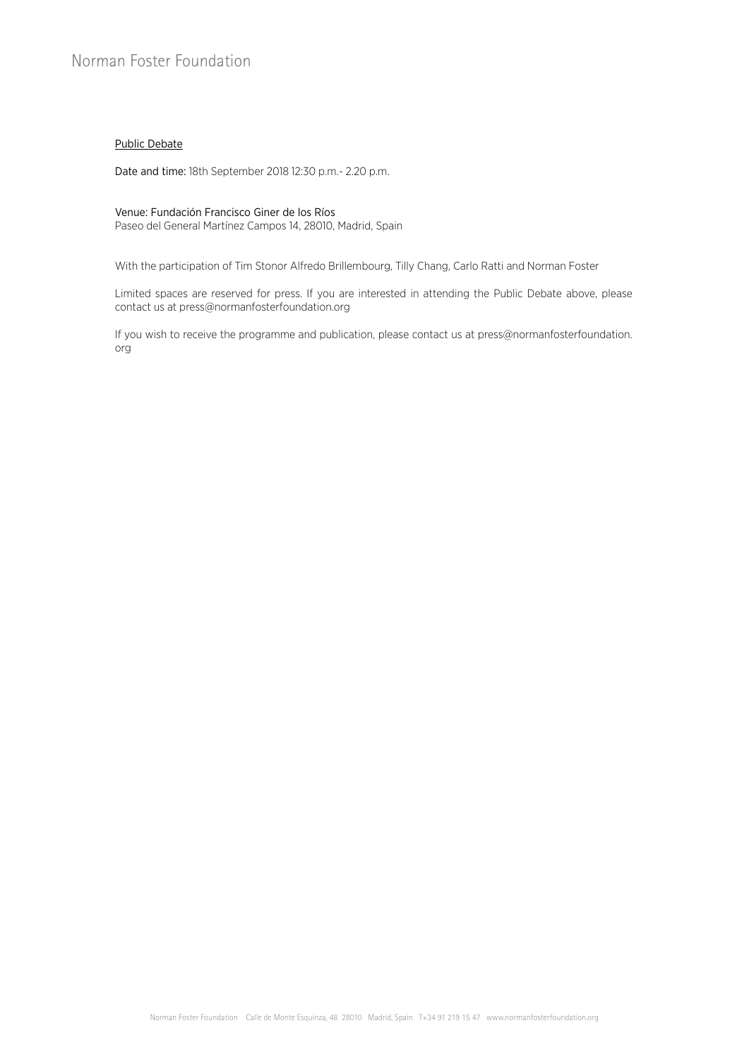Public Debate

**Date and time:** 18th September 2018 12:30 p.m.- 2.20 p.m.

Venue: Fundación Francisco Giner de los Ríos
Paseo del General Martínez Campos 14, 28010, Madrid, Spain

With the participation of Tim Stonor Alfredo Brillembourg, Tilly Chang, Carlo Ratti and Norman Foster

Limited spaces are reserved for press. If you are interested in attending the Public Debate above, please contact us at press@normanfosterfoundation.org

If you wish to receive the programme and publication, please contact us at press@normanfosterfoundation.org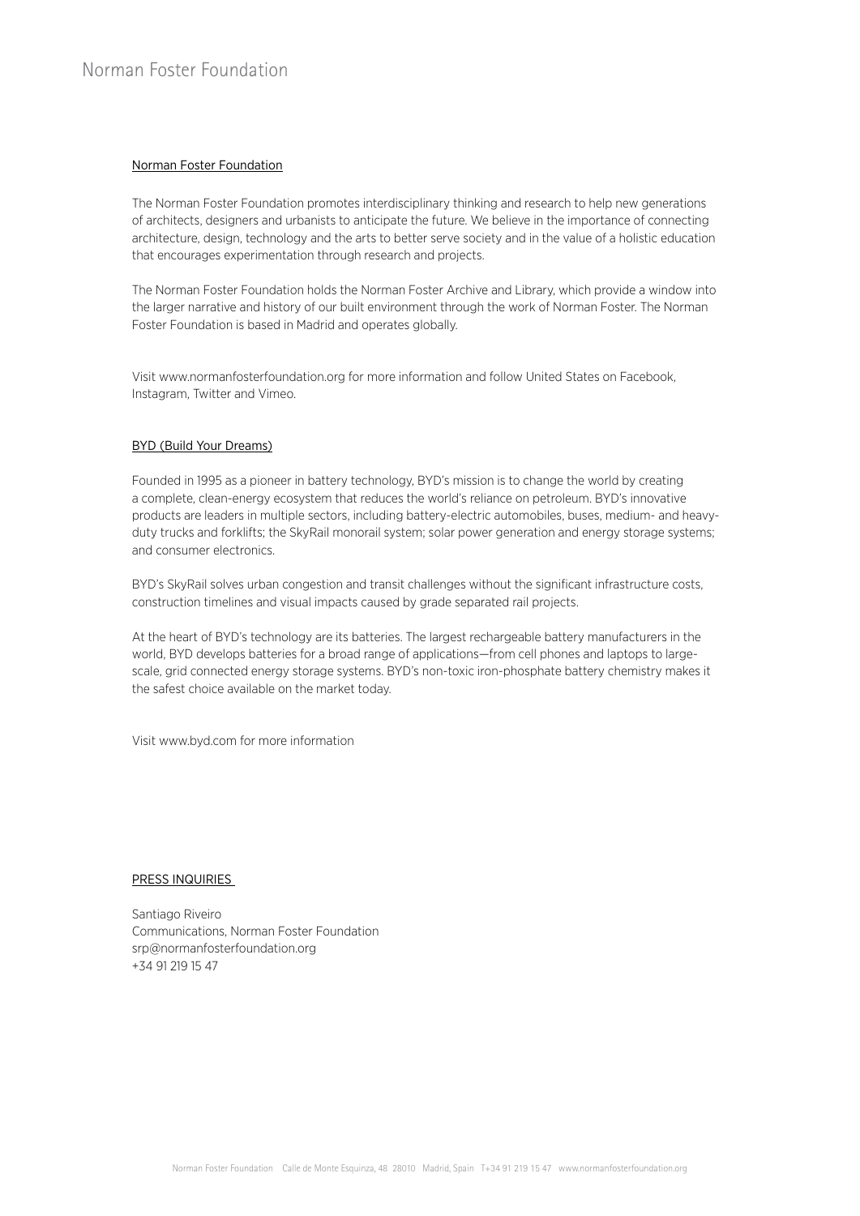Norman Foster Foundation

Norman Foster Foundation

The Norman Foster Foundation promotes interdisciplinary thinking and research to help new generations of architects, designers and urbanists to anticipate the future. We believe in the importance of connecting architecture, design, technology and the arts to better serve society and in the value of a holistic education that encourages experimentation through research and projects.

The Norman Foster Foundation holds the Norman Foster Archive and Library, which provide a window into the larger narrative and history of our built environment through the work of Norman Foster. The Norman Foster Foundation is based in Madrid and operates globally.

Visit www.normanfosterfoundation.org for more information and follow United States on Facebook, Instagram, Twitter and Vimeo.

BYD (Build Your Dreams)

Founded in 1995 as a pioneer in battery technology, BYD's mission is to change the world by creating a complete, clean-energy ecosystem that reduces the world's reliance on petroleum. BYD's innovative products are leaders in multiple sectors, including battery-electric automobiles, buses, medium- and heavy-duty trucks and forklifts; the SkyRail monorail system; solar power generation and energy storage systems; and consumer electronics.

BYD's SkyRail solves urban congestion and transit challenges without the significant infrastructure costs, construction timelines and visual impacts caused by grade separated rail projects.

At the heart of BYD's technology are its batteries. The largest rechargeable battery manufacturers in the world, BYD develops batteries for a broad range of applications—from cell phones and laptops to large-scale, grid connected energy storage systems. BYD's non-toxic iron-phosphate battery chemistry makes it the safest choice available on the market today.

Visit www.byd.com for more information

PRESS INQUIRIES

Santiago Riveiro
Communications, Norman Foster Foundation
srp@normanfosterfoundation.org
+34 91 219 15 47